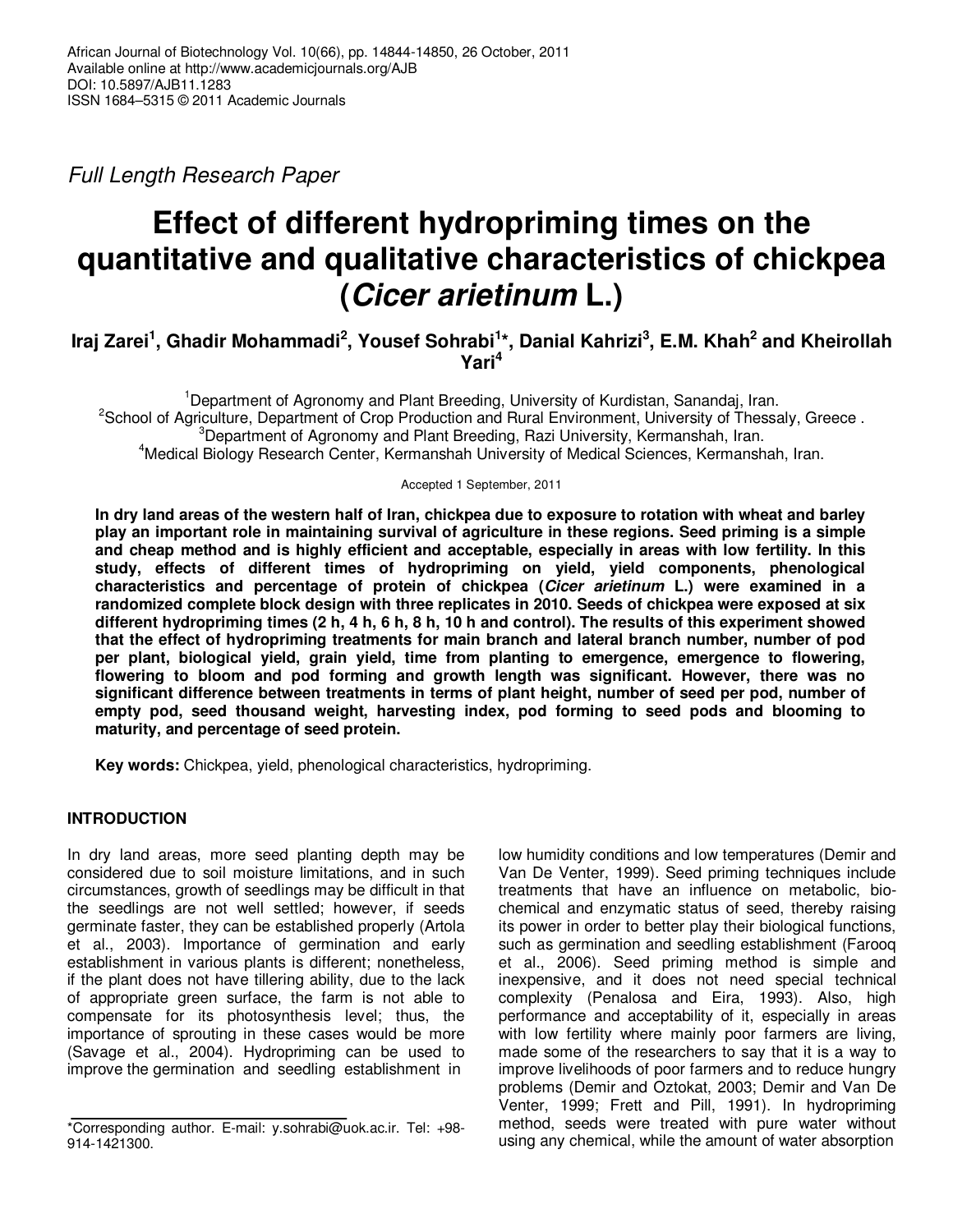Full Length Research Paper

# Effect of different hydropriming times on the quantitative and qualitative characteristics of chickpea (*Cicer arietinum* L.)

**Iraj Zarei[1], Ghadir Mohammadi[2], Yousef Sohrabi[1]*, Danial Kahrizi[3], E.M. Khah[2] and Kheirollah Yari[4]**

[1]Department of Agronomy and Plant Breeding, University of Kurdistan, Sanandaj, Iran.
[2]School of Agriculture, Department of Crop Production and Rural Environment, University of Thessaly, Greece .
[3]Department of Agronomy and Plant Breeding, Razi University, Kermanshah, Iran.
[4]Medical Biology Research Center, Kermanshah University of Medical Sciences, Kermanshah, Iran.

Accepted 1 September, 2011

**In dry land areas of the western half of Iran, chickpea due to exposure to rotation with wheat and barley play an important role in maintaining survival of agriculture in these regions. Seed priming is a simple and cheap method and is highly efficient and acceptable, especially in areas with low fertility. In this study, effects of different times of hydropriming on yield, yield components, phenological characteristics and percentage of protein of chickpea (*Cicer arietinum* L.) were examined in a randomized complete block design with three replicates in 2010. Seeds of chickpea were exposed at six different hydropriming times (2 h, 4 h, 6 h, 8 h, 10 h and control). The results of this experiment showed that the effect of hydropriming treatments for main branch and lateral branch number, number of pod per plant, biological yield, grain yield, time from planting to emergence, emergence to flowering, flowering to bloom and pod forming and growth length was significant. However, there was no significant difference between treatments in terms of plant height, number of seed per pod, number of empty pod, seed thousand weight, harvesting index, pod forming to seed pods and blooming to maturity, and percentage of seed protein.**

**Key words:** Chickpea, yield, phenological characteristics, hydropriming.

## INTRODUCTION

In dry land areas, more seed planting depth may be considered due to soil moisture limitations, and in such circumstances, growth of seedlings may be difficult in that the seedlings are not well settled; however, if seeds germinate faster, they can be established properly (Artola et al., 2003). Importance of germination and early establishment in various plants is different; nonetheless, if the plant does not have tillering ability, due to the lack of appropriate green surface, the farm is not able to compensate for its photosynthesis level; thus, the importance of sprouting in these cases would be more (Savage et al., 2004). Hydropriming can be used to improve the germination and seedling establishment in low humidity conditions and low temperatures (Demir and Van De Venter, 1999). Seed priming techniques include treatments that have an influence on metabolic, biochemical and enzymatic status of seed, thereby raising its power in order to better play their biological functions, such as germination and seedling establishment (Farooq et al., 2006). Seed priming method is simple and inexpensive, and it does not need special technical complexity (Penalosa and Eira, 1993). Also, high performance and acceptability of it, especially in areas with low fertility where mainly poor farmers are living, made some of the researchers to say that it is a way to improve livelihoods of poor farmers and to reduce hungry problems (Demir and Oztokat, 2003; Demir and Van De Venter, 1999; Frett and Pill, 1991). In hydropriming method, seeds were treated with pure water without using any chemical, while the amount of water absorption

*Corresponding author. E-mail: y.sohrabi@uok.ac.ir. Tel: +98-914-1421300.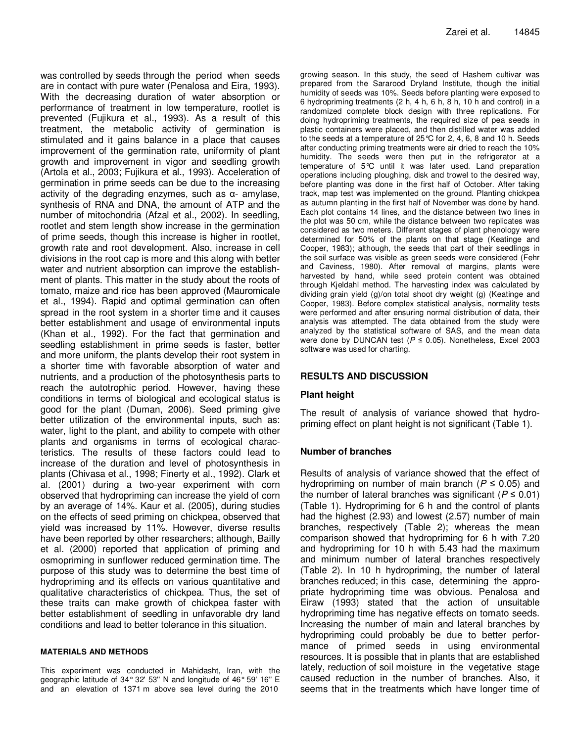was controlled by seeds through the period when seeds are in contact with pure water (Penalosa and Eira, 1993). With the decreasing duration of water absorption or performance of treatment in low temperature, rootlet is prevented (Fujikura et al., 1993). As a result of this treatment, the metabolic activity of germination is stimulated and it gains balance in a place that causes improvement of the germination rate, uniformity of plant growth and improvement in vigor and seedling growth (Artola et al., 2003; Fujikura et al., 1993). Acceleration of germination in prime seeds can be due to the increasing activity of the degrading enzymes, such as α- amylase, synthesis of RNA and DNA, the amount of ATP and the number of mitochondria (Afzal et al., 2002). In seedling, rootlet and stem length show increase in the germination of prime seeds, though this increase is higher in rootlet, growth rate and root development. Also, increase in cell divisions in the root cap is more and this along with better water and nutrient absorption can improve the establishment of plants. This matter in the study about the roots of tomato, maize and rice has been approved (Mauromicale et al., 1994). Rapid and optimal germination can often spread in the root system in a shorter time and it causes better establishment and usage of environmental inputs (Khan et al., 1992). For the fact that germination and seedling establishment in prime seeds is faster, better and more uniform, the plants develop their root system in a shorter time with favorable absorption of water and nutrients, and a production of the photosynthesis parts to reach the autotrophic period. However, having these conditions in terms of biological and ecological status is good for the plant (Duman, 2006). Seed priming give better utilization of the environmental inputs, such as: water, light to the plant, and ability to compete with other plants and organisms in terms of ecological characteristics. The results of these factors could lead to increase of the duration and level of photosynthesis in plants (Chivasa et al., 1998; Finerty et al., 1992). Clark et al. (2001) during a two-year experiment with corn observed that hydropriming can increase the yield of corn by an average of 14%. Kaur et al. (2005), during studies on the effects of seed priming on chickpea, observed that yield was increased by 11%. However, diverse results have been reported by other researchers; although, Bailly et al. (2000) reported that application of priming and osmopriming in sunflower reduced germination time. The purpose of this study was to determine the best time of hydropriming and its effects on various quantitative and qualitative characteristics of chickpea. Thus, the set of these traits can make growth of chickpea faster with better establishment of seedling in unfavorable dry land conditions and lead to better tolerance in this situation.

## MATERIALS AND METHODS

This experiment was conducted in Mahidasht, Iran, with the geographic latitude of 34° 32' 53'' N and longitude of 46° 59' 16'' E and an elevation of 1371 m above sea level during the 2010 growing season. In this study, the seed of Hashem cultivar was prepared from the Sararood Dryland Institute, though the initial humidity of seeds was 10%. Seeds before planting were exposed to 6 hydropriming treatments (2 h, 4 h, 6 h, 8 h, 10 h and control) in a randomized complete block design with three replications. For doing hydropriming treatments, the required size of pea seeds in plastic containers were placed, and then distilled water was added to the seeds at a temperature of 25°C for 2, 4, 6, 8 and 10 h. Seeds after conducting priming treatments were air dried to reach the 10% humidity. The seeds were then put in the refrigerator at a temperature of 5°C until it was later used. Land preparation operations including ploughing, disk and trowel to the desired way, before planting was done in the first half of October. After taking track, map test was implemented on the ground. Planting chickpea as autumn planting in the first half of November was done by hand. Each plot contains 14 lines, and the distance between two lines in the plot was 50 cm, while the distance between two replicates was considered as two meters. Different stages of plant phenology were determined for 50% of the plants on that stage (Keatinge and Cooper, 1983); although, the seeds that part of their seedlings in the soil surface was visible as green seeds were considered (Fehr and Caviness, 1980). After removal of margins, plants were harvested by hand, while seed protein content was obtained through Kjeldahl method. The harvesting index was calculated by dividing grain yield (g)/on total shoot dry weight (g) (Keatinge and Cooper, 1983). Before complex statistical analysis, normality tests were performed and after ensuring normal distribution of data, their analysis was attempted. The data obtained from the study were analyzed by the statistical software of SAS, and the mean data were done by DUNCAN test ($P \leq 0.05$). Nonetheless, Excel 2003 software was used for charting.

## RESULTS AND DISCUSSION

### Plant height

The result of analysis of variance showed that hydropriming effect on plant height is not significant (Table 1).

### Number of branches

Results of analysis of variance showed that the effect of hydropriming on number of main branch ($P \leq 0.05$) and the number of lateral branches was significant ($P \leq 0.01$) (Table 1). Hydropriming for 6 h and the control of plants had the highest (2.93) and lowest (2.57) number of main branches, respectively (Table 2); whereas the mean comparison showed that hydropriming for 6 h with 7.20 and hydropriming for 10 h with 5.43 had the maximum and minimum number of lateral branches respectively (Table 2). In 10 h hydropriming, the number of lateral branches reduced; in this case, determining the appropriate hydropriming time was obvious. Penalosa and Eiraw (1993) stated that the action of unsuitable hydropriming time has negative effects on tomato seeds. Increasing the number of main and lateral branches by hydropriming could probably be due to better performance of primed seeds in using environmental resources. It is possible that in plants that are established lately, reduction of soil moisture in the vegetative stage caused reduction in the number of branches. Also, it seems that in the treatments which have longer time of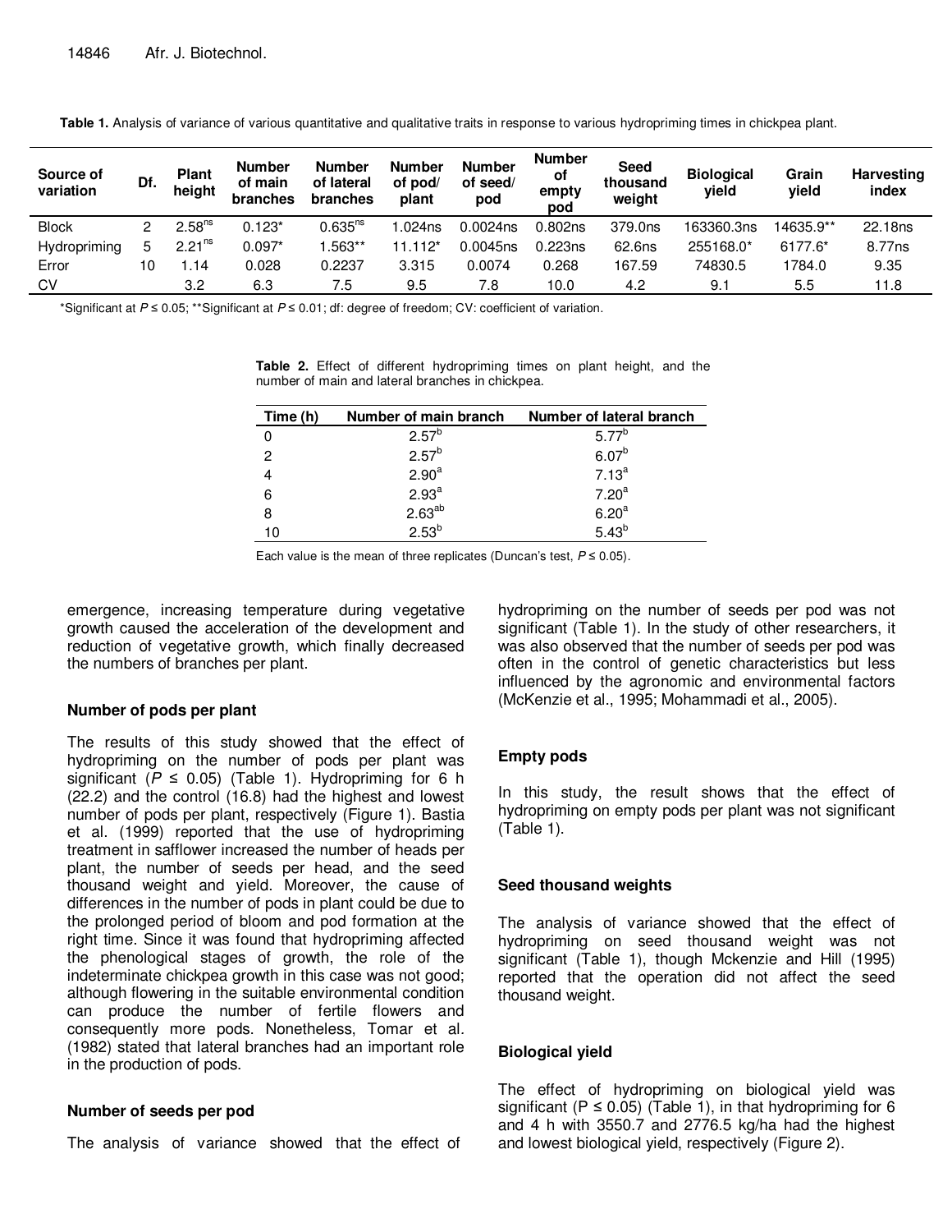**Table 1.** Analysis of variance of various quantitative and qualitative traits in response to various hydropriming times in chickpea plant.

| Source of variation | Df. | Plant height | Number of main branches | Number of lateral branches | Number of pod/plant | Number of seed/pod | Number of empty pod | Seed thousand weight | Biological yield | Grain yield | Harvesting index |
|---|---|---|---|---|---|---|---|---|---|---|---|
| Block | 2 | 2.58$^{ns}$ | 0.123* | 0.635$^{ns}$ | 1.024ns | 0.0024ns | 0.802ns | 379.0ns | 163360.3ns | 14635.9** | 22.18ns |
| Hydropriming | 5 | 2.21$^{ns}$ | 0.097* | 1.563** | 11.112* | 0.0045ns | 0.223ns | 62.6ns | 255168.0* | 6177.6* | 8.77ns |
| Error | 10 | 1.14 | 0.028 | 0.2237 | 3.315 | 0.0074 | 0.268 | 167.59 | 74830.5 | 1784.0 | 9.35 |
| CV | | 3.2 | 6.3 | 7.5 | 9.5 | 7.8 | 10.0 | 4.2 | 9.1 | 5.5 | 11.8 |

*Significant at $P \leq 0.05$; **Significant at $P \leq 0.01$; df: degree of freedom; CV: coefficient of variation.

**Table 2.** Effect of different hydropriming times on plant height, and the number of main and lateral branches in chickpea.

| Time (h) | Number of main branch | Number of lateral branch |
|---|---|---|
| 0 | 2.57$^{b}$ | 5.77$^{b}$ |
| 2 | 2.57$^{b}$ | 6.07$^{b}$ |
| 4 | 2.90$^{a}$ | 7.13$^{a}$ |
| 6 | 2.93$^{a}$ | 7.20$^{a}$ |
| 8 | 2.63$^{ab}$ | 6.20$^{a}$ |
| 10 | 2.53$^{b}$ | 5.43$^{b}$ |

Each value is the mean of three replicates (Duncan's test, $P \leq 0.05$).

emergence, increasing temperature during vegetative growth caused the acceleration of the development and reduction of vegetative growth, which finally decreased the numbers of branches per plant.

### Number of pods per plant

The results of this study showed that the effect of hydropriming on the number of pods per plant was significant ($P \leq 0.05$) (Table 1). Hydropriming for 6 h (22.2) and the control (16.8) had the highest and lowest number of pods per plant, respectively (Figure 1). Bastia et al. (1999) reported that the use of hydropriming treatment in safflower increased the number of heads per plant, the number of seeds per head, and the seed thousand weight and yield. Moreover, the cause of differences in the number of pods in plant could be due to the prolonged period of bloom and pod formation at the right time. Since it was found that hydropriming affected the phenological stages of growth, the role of the indeterminate chickpea growth in this case was not good; although flowering in the suitable environmental condition can produce the number of fertile flowers and consequently more pods. Nonetheless, Tomar et al. (1982) stated that lateral branches had an important role in the production of pods.

### Number of seeds per pod

The analysis of variance showed that the effect of hydropriming on the number of seeds per pod was not significant (Table 1). In the study of other researchers, it was also observed that the number of seeds per pod was often in the control of genetic characteristics but less influenced by the agronomic and environmental factors (McKenzie et al., 1995; Mohammadi et al., 2005).

### Empty pods

In this study, the result shows that the effect of hydropriming on empty pods per plant was not significant (Table 1).

### Seed thousand weights

The analysis of variance showed that the effect of hydropriming on seed thousand weight was not significant (Table 1), though Mckenzie and Hill (1995) reported that the operation did not affect the seed thousand weight.

### Biological yield

The effect of hydropriming on biological yield was significant ($P \leq 0.05$) (Table 1), in that hydropriming for 6 and 4 h with 3550.7 and 2776.5 kg/ha had the highest and lowest biological yield, respectively (Figure 2).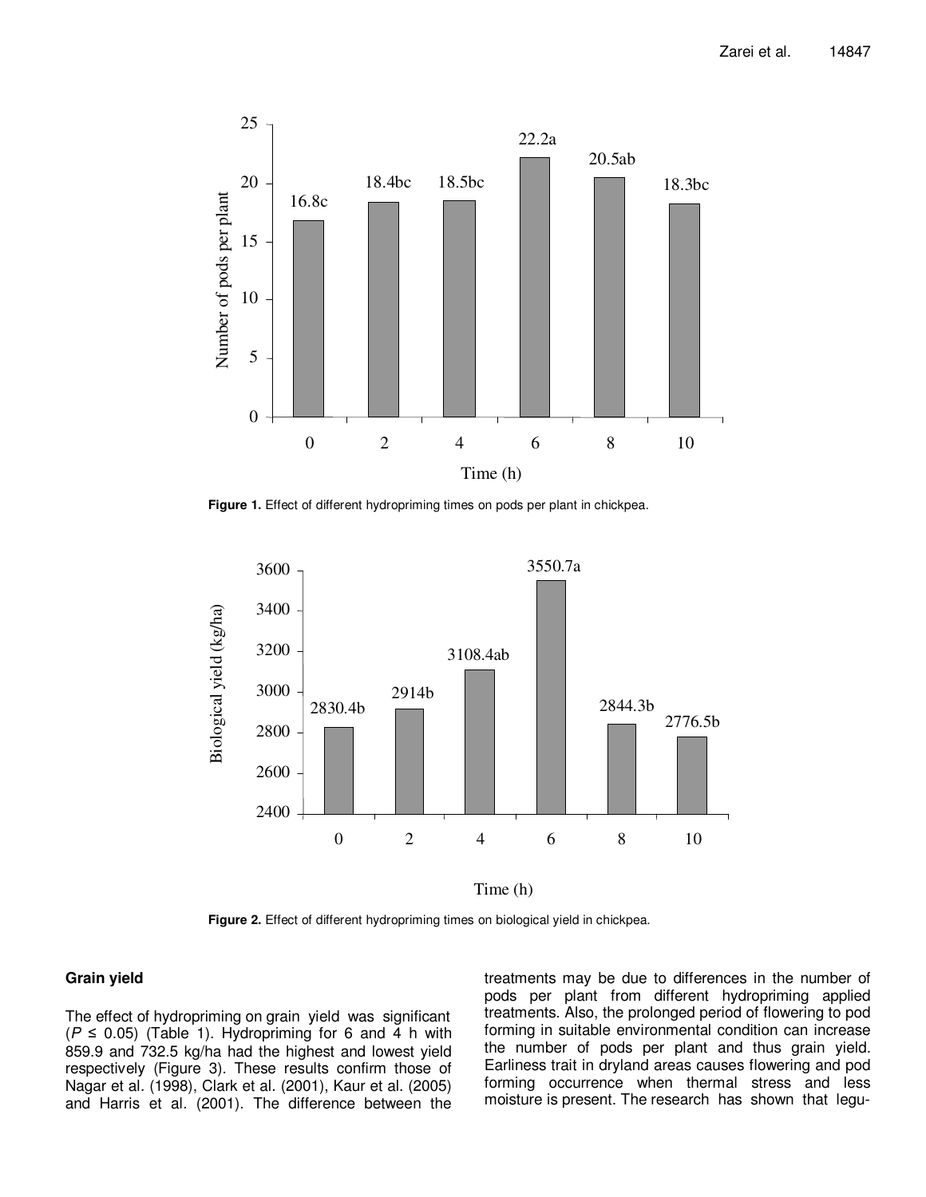Figure 1. Effect of different hydropriming times on pods per plant in chickpea.

Figure 2. Effect of different hydropriming times on biological yield in chickpea.

### Grain yield

The effect of hydropriming on grain yield was significant ($P \leq 0.05$) (Table 1). Hydropriming for 6 and 4 h with 859.9 and 732.5 kg/ha had the highest and lowest yield respectively (Figure 3). These results confirm those of Nagar et al. (1998), Clark et al. (2001), Kaur et al. (2005) and Harris et al. (2001). The difference between the treatments may be due to differences in the number of pods per plant from different hydropriming applied treatments. Also, the prolonged period of flowering to pod forming in suitable environmental condition can increase the number of pods per plant and thus grain yield. Earliness trait in dryland areas causes flowering and pod forming occurrence when thermal stress and less moisture is present. The research has shown that legu-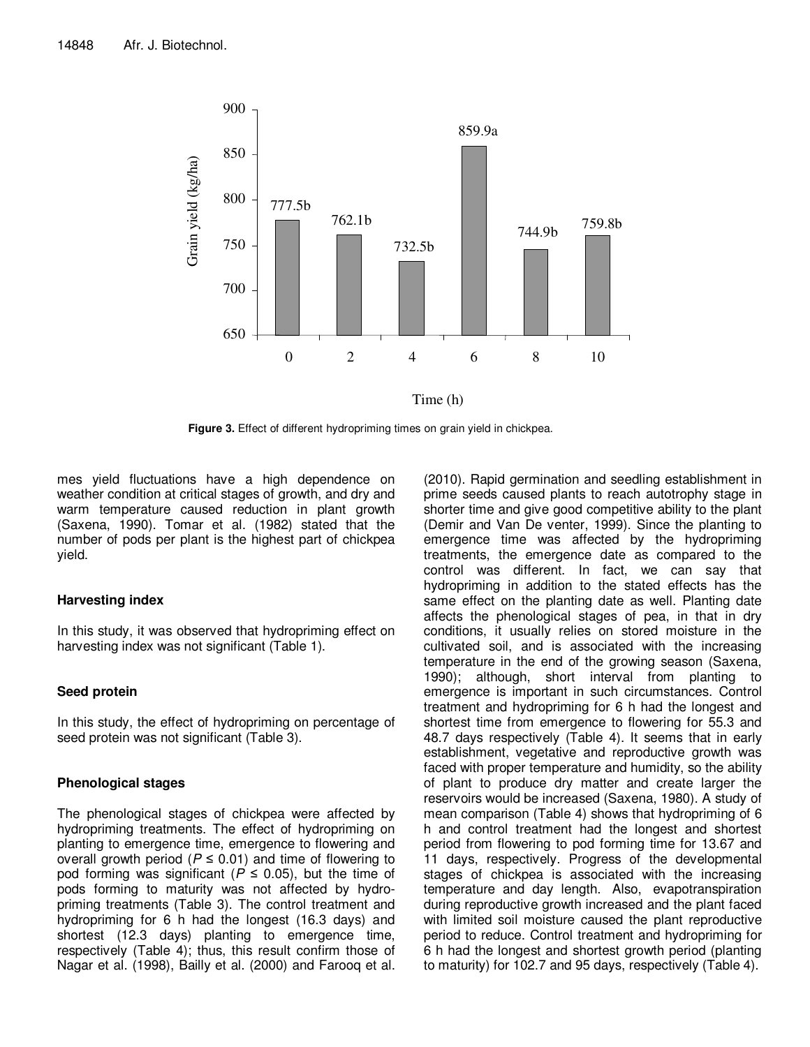Figure 3. Effect of different hydropriming times on grain yield in chickpea.

mes yield fluctuations have a high dependence on weather condition at critical stages of growth, and dry and warm temperature caused reduction in plant growth (Saxena, 1990). Tomar et al. (1982) stated that the number of pods per plant is the highest part of chickpea yield.

### Harvesting index

In this study, it was observed that hydropriming effect on harvesting index was not significant (Table 1).

### Seed protein

In this study, the effect of hydropriming on percentage of seed protein was not significant (Table 3).

### Phenological stages

The phenological stages of chickpea were affected by hydropriming treatments. The effect of hydropriming on planting to emergence time, emergence to flowering and overall growth period ($P \leq 0.01$) and time of flowering to pod forming was significant ($P \leq 0.05$), but the time of pods forming to maturity was not affected by hydropriming treatments (Table 3). The control treatment and hydropriming for 6 h had the longest (16.3 days) and shortest (12.3 days) planting to emergence time, respectively (Table 4); thus, this result confirm those of Nagar et al. (1998), Bailly et al. (2000) and Farooq et al. (2010). Rapid germination and seedling establishment in prime seeds caused plants to reach autotrophy stage in shorter time and give good competitive ability to the plant (Demir and Van De venter, 1999). Since the planting to emergence time was affected by the hydropriming treatments, the emergence date as compared to the control was different. In fact, we can say that hydropriming in addition to the stated effects has the same effect on the planting date as well. Planting date affects the phenological stages of pea, in that in dry conditions, it usually relies on stored moisture in the cultivated soil, and is associated with the increasing temperature in the end of the growing season (Saxena, 1990); although, short interval from planting to emergence is important in such circumstances. Control treatment and hydropriming for 6 h had the longest and shortest time from emergence to flowering for 55.3 and 48.7 days respectively (Table 4). It seems that in early establishment, vegetative and reproductive growth was faced with proper temperature and humidity, so the ability of plant to produce dry matter and create larger the reservoirs would be increased (Saxena, 1980). A study of mean comparison (Table 4) shows that hydropriming of 6 h and control treatment had the longest and shortest period from flowering to pod forming time for 13.67 and 11 days, respectively. Progress of the developmental stages of chickpea is associated with the increasing temperature and day length. Also, evapotranspiration during reproductive growth increased and the plant faced with limited soil moisture caused the plant reproductive period to reduce. Control treatment and hydropriming for 6 h had the longest and shortest growth period (planting to maturity) for 102.7 and 95 days, respectively (Table 4).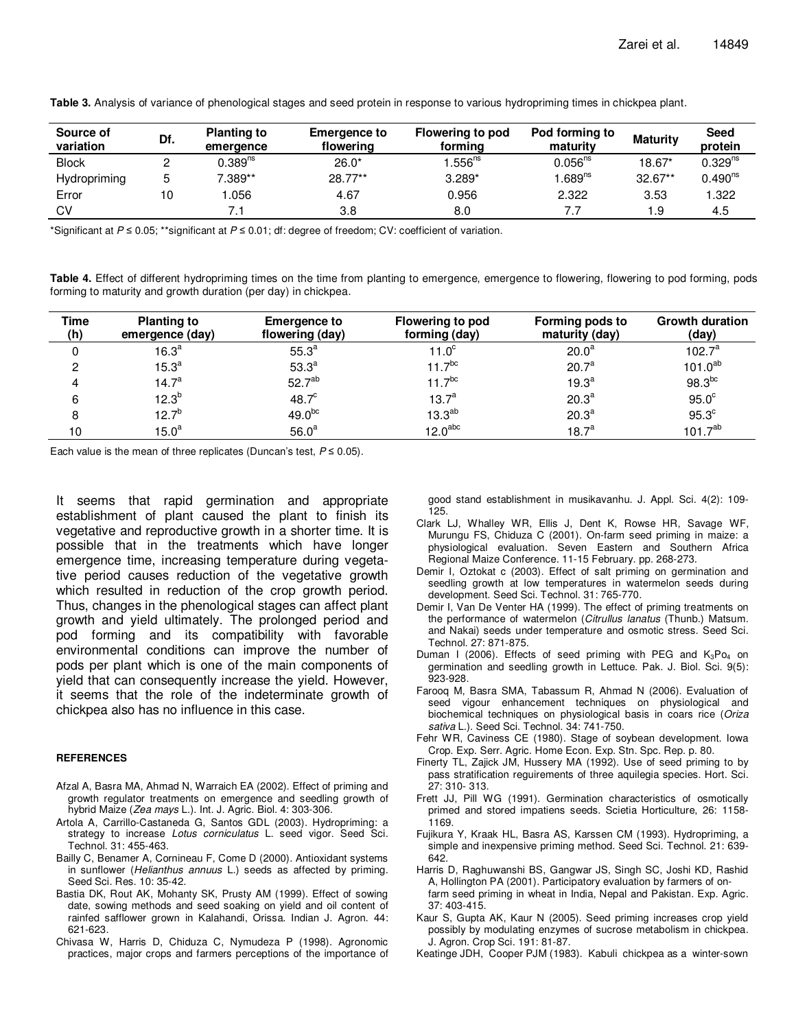**Table 3.** Analysis of variance of phenological stages and seed protein in response to various hydropriming times in chickpea plant.

| Source of variation | Df. | Planting to emergence | Emergence to flowering | Flowering to pod forming | Pod forming to maturity | Maturity | Seed protein |
|---|---|---|---|---|---|---|---|
| Block | 2 | 0.389$^{ns}$ | 26.0* | 1.556$^{ns}$ | 0.056$^{ns}$ | 18.67* | 0.329$^{ns}$ |
| Hydropriming | 5 | 7.389** | 28.77** | 3.289* | 1.689$^{ns}$ | 32.67** | 0.490$^{ns}$ |
| Error | 10 | 1.056 | 4.67 | 0.956 | 2.322 | 3.53 | 1.322 |
| CV | | 7.1 | 3.8 | 8.0 | 7.7 | 1.9 | 4.5 |

*Significant at $P \leq 0.05$; **significant at $P \leq 0.01$; df: degree of freedom; CV: coefficient of variation.

**Table 4.** Effect of different hydropriming times on the time from planting to emergence, emergence to flowering, flowering to pod forming, pods forming to maturity and growth duration (per day) in chickpea.

| Time (h) | Planting to emergence (day) | Emergence to flowering (day) | Flowering to pod forming (day) | Forming pods to maturity (day) | Growth duration (day) |
|---|---|---|---|---|---|
| 0 | 16.3$^{a}$ | 55.3$^{a}$ | 11.0$^{c}$ | 20.0$^{a}$ | 102.7$^{a}$ |
| 2 | 15.3$^{a}$ | 53.3$^{a}$ | 11.7$^{bc}$ | 20.7$^{a}$ | 101.0$^{ab}$ |
| 4 | 14.7$^{a}$ | 52.7$^{ab}$ | 11.7$^{bc}$ | 19.3$^{a}$ | 98.3$^{bc}$ |
| 6 | 12.3$^{b}$ | 48.7$^{c}$ | 13.7$^{a}$ | 20.3$^{a}$ | 95.0$^{c}$ |
| 8 | 12.7$^{b}$ | 49.0$^{bc}$ | 13.3$^{ab}$ | 20.3$^{a}$ | 95.3$^{c}$ |
| 10 | 15.0$^{a}$ | 56.0$^{a}$ | 12.0$^{abc}$ | 18.7$^{a}$ | 101.7$^{ab}$ |

Each value is the mean of three replicates (Duncan's test, $P \leq 0.05$).

It seems that rapid germination and appropriate establishment of plant caused the plant to finish its vegetative and reproductive growth in a shorter time. It is possible that in the treatments which have longer emergence time, increasing temperature during vegetative period causes reduction of the vegetative growth which resulted in reduction of the crop growth period. Thus, changes in the phenological stages can affect plant growth and yield ultimately. The prolonged period and pod forming and its compatibility with favorable environmental conditions can improve the number of pods per plant which is one of the main components of yield that can consequently increase the yield. However, it seems that the role of the indeterminate growth of chickpea also has no influence in this case.

## REFERENCES

Afzal A, Basra MA, Ahmad N, Warraich EA (2002). Effect of priming and growth regulator treatments on emergence and seedling growth of hybrid Maize (*Zea mays* L.). Int. J. Agric. Biol. 4: 303-306.

Artola A, Carrillo-Castaneda G, Santos GDL (2003). Hydropriming: a strategy to increase *Lotus corniculatus* L. seed vigor. Seed Sci. Technol. 31: 455-463.

Bailly C, Benamer A, Cornineau F, Come D (2000). Antioxidant systems in sunflower (*Helianthus annuus* L.) seeds as affected by priming. Seed Sci. Res. 10: 35-42.

Bastia DK, Rout AK, Mohanty SK, Prusty AM (1999). Effect of sowing date, sowing methods and seed soaking on yield and oil content of rainfed safflower grown in Kalahandi, Orissa. Indian J. Agron. 44: 621-623.

Chivasa W, Harris D, Chiduza C, Nymudeza P (1998). Agronomic practices, major crops and farmers perceptions of the importance of good stand establishment in musikavanhu. J. Appl. Sci. 4(2): 109-125.

Clark LJ, Whalley WR, Ellis J, Dent K, Rowse HR, Savage WF, Murungu FS, Chiduza C (2001). On-farm seed priming in maize: a physiological evaluation. Seven Eastern and Southern Africa Regional Maize Conference. 11-15 February. pp. 268-273.

Demir I, Oztokat c (2003). Effect of salt priming on germination and seedling growth at low temperatures in watermelon seeds during development. Seed Sci. Technol. 31: 765-770.

Demir I, Van De Venter HA (1999). The effect of priming treatments on the performance of watermelon (*Citrullus lanatus* (Thunb.) Matsum. and Nakai) seeds under temperature and osmotic stress. Seed Sci. Technol. 27: 871-875.

Duman I (2006). Effects of seed priming with PEG and $K_3Po_4$ on germination and seedling growth in Lettuce. Pak. J. Biol. Sci. 9(5): 923-928.

Farooq M, Basra SMA, Tabassum R, Ahmad N (2006). Evaluation of seed vigour enhancement techniques on physiological and biochemical techniques on physiological basis in coars rice (*Oriza sativa* L.). Seed Sci. Technol. 34: 741-750.

Fehr WR, Caviness CE (1980). Stage of soybean development. Iowa Crop. Exp. Serr. Agric. Home Econ. Exp. Stn. Spc. Rep. p. 80.

Finerty TL, Zajick JM, Hussery MA (1992). Use of seed priming to by pass stratification reguirements of three aquilegia species. Hort. Sci. 27: 310- 313.

Frett JJ, Pill WG (1991). Germination characteristics of osmotically primed and stored impatiens seeds. Scietia Horticulture, 26: 1158-1169.

Fujikura Y, Kraak HL, Basra AS, Karssen CM (1993). Hydropriming, a simple and inexpensive priming method. Seed Sci. Technol. 21: 639-642.

Harris D, Raghuwanshi BS, Gangwar JS, Singh SC, Joshi KD, Rashid A, Hollington PA (2001). Participatory evaluation by farmers of on-farm seed priming in wheat in India, Nepal and Pakistan. Exp. Agric. 37: 403-415.

Kaur S, Gupta AK, Kaur N (2005). Seed priming increases crop yield possibly by modulating enzymes of sucrose metabolism in chickpea. J. Agron. Crop Sci. 191: 81-87.

Keatinge JDH, Cooper PJM (1983). Kabuli chickpea as a winter-sown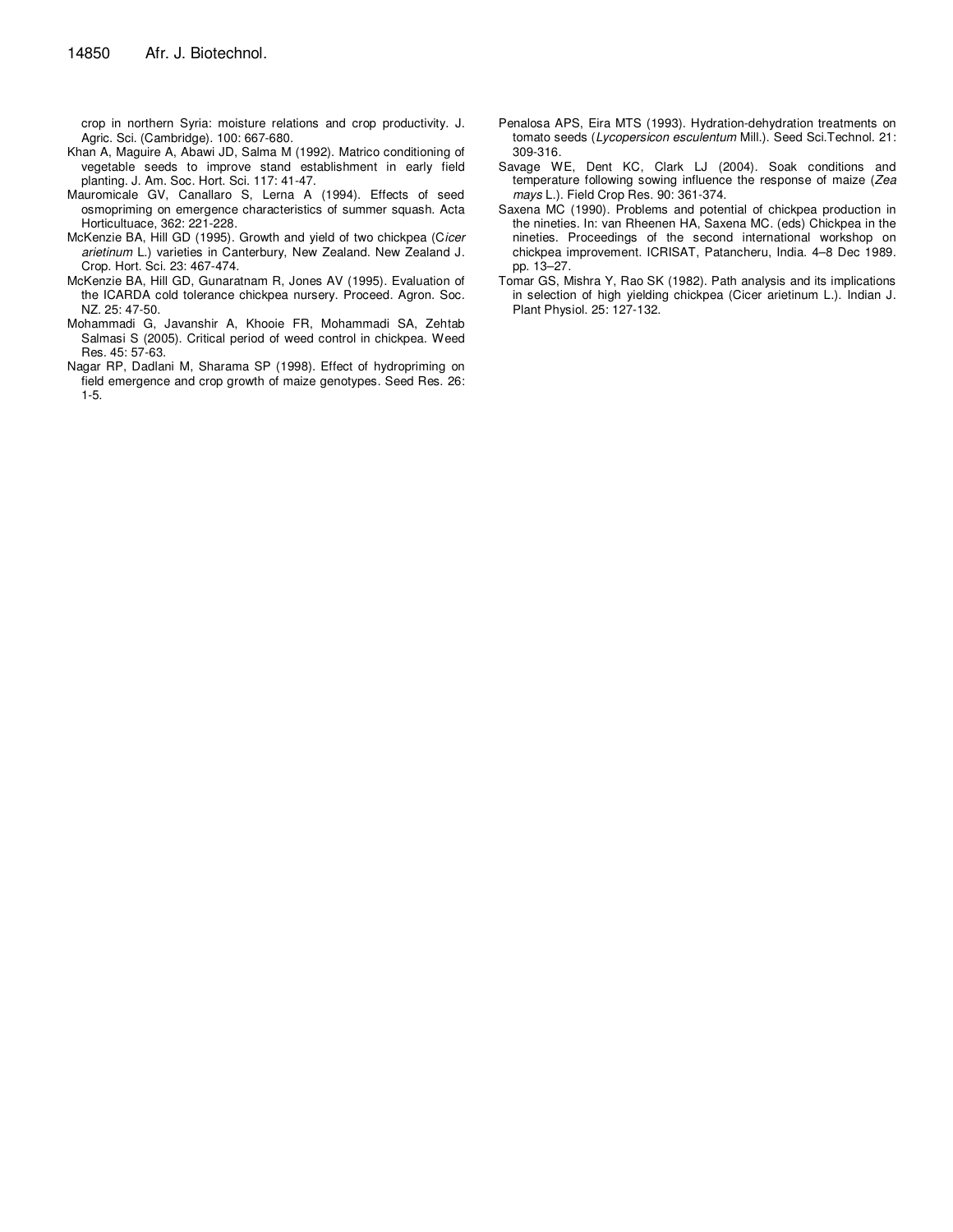crop in northern Syria: moisture relations and crop productivity. J. Agric. Sci. (Cambridge). 100: 667-680.

Khan A, Maguire A, Abawi JD, Salma M (1992). Matrico conditioning of vegetable seeds to improve stand establishment in early field planting. J. Am. Soc. Hort. Sci. 117: 41-47.

Mauromicale GV, Canallaro S, Lerna A (1994). Effects of seed osmopriming on emergence characteristics of summer squash. Acta Horticultuace, 362: 221-228.

McKenzie BA, Hill GD (1995). Growth and yield of two chickpea (*Cicer arietinum* L.) varieties in Canterbury, New Zealand. New Zealand J. Crop. Hort. Sci. 23: 467-474.

McKenzie BA, Hill GD, Gunaratnam R, Jones AV (1995). Evaluation of the ICARDA cold tolerance chickpea nursery. Proceed. Agron. Soc. NZ. 25: 47-50.

Mohammadi G, Javanshir A, Khooie FR, Mohammadi SA, Zehtab Salmasi S (2005). Critical period of weed control in chickpea. Weed Res. 45: 57-63.

Nagar RP, Dadlani M, Sharama SP (1998). Effect of hydropriming on field emergence and crop growth of maize genotypes. Seed Res. 26: 1-5.

Penalosa APS, Eira MTS (1993). Hydration-dehydration treatments on tomato seeds (*Lycopersicon esculentum* Mill.). Seed Sci.Technol. 21: 309-316.

Savage WE, Dent KC, Clark LJ (2004). Soak conditions and temperature following sowing influence the response of maize (*Zea mays* L.). Field Crop Res. 90: 361-374.

Saxena MC (1990). Problems and potential of chickpea production in the nineties. In: van Rheenen HA, Saxena MC. (eds) Chickpea in the nineties. Proceedings of the second international workshop on chickpea improvement. ICRISAT, Patancheru, India. 4–8 Dec 1989. pp. 13–27.

Tomar GS, Mishra Y, Rao SK (1982). Path analysis and its implications in selection of high yielding chickpea (Cicer arietinum L.). Indian J. Plant Physiol. 25: 127-132.